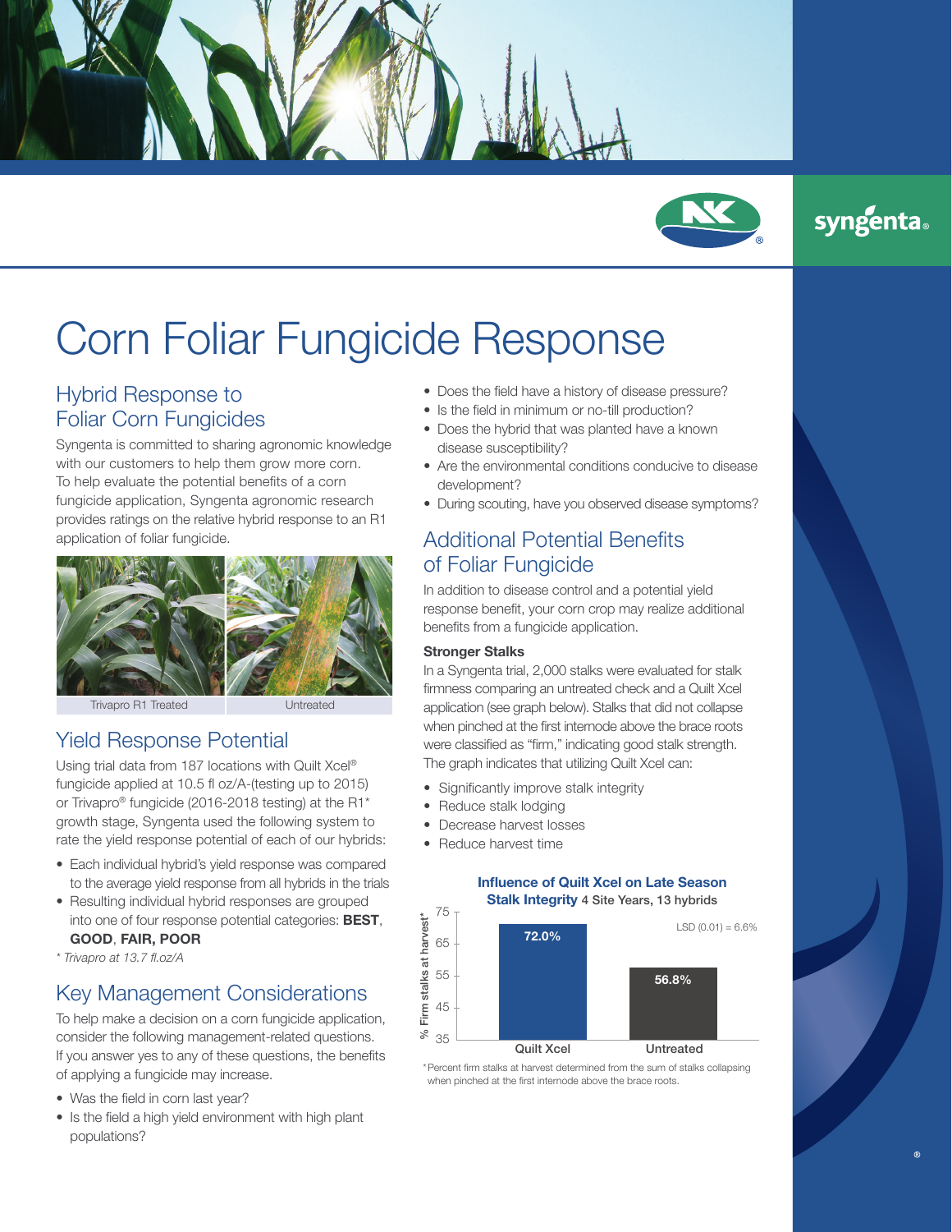# Corn Foliar Fungicide Response

## Hybrid Response to Foliar Corn Fungicides

Syngenta is committed to sharing agronomic knowledge with our customers to help them grow more corn. To help evaluate the potential benefits of a corn fungicide application, Syngenta agronomic research provides ratings on the relative hybrid response to an R1 application of foliar fungicide.

Trivapro R1 Treated | Untreated

## Yield Response Potential

Using trial data from 187 locations with Quilt Xcel® fungicide applied at 10.5 fl oz/A-(testing up to 2015) or Trivapro® fungicide (2016-2018 testing) at the R1* growth stage, Syngenta used the following system to rate the yield response potential of each of our hybrids:

- Each individual hybrid's yield response was compared to the average yield response from all hybrids in the trials
- Resulting individual hybrid responses are grouped into one of four response potential categories: **BEST**, **GOOD**, **FAIR**, **POOR**

*\* Trivapro at 13.7 fl.oz/A*

## Key Management Considerations

To help make a decision on a corn fungicide application, consider the following management-related questions. If you answer yes to any of these questions, the benefits of applying a fungicide may increase.

- Was the field in corn last year?
- Is the field a high yield environment with high plant populations?
- Does the field have a history of disease pressure?
- Is the field in minimum or no-till production?
- Does the hybrid that was planted have a known disease susceptibility?
- Are the environmental conditions conducive to disease development?
- During scouting, have you observed disease symptoms?

## Additional Potential Benefits of Foliar Fungicide

In addition to disease control and a potential yield response benefit, your corn crop may realize additional benefits from a fungicide application.

### Stronger Stalks

In a Syngenta trial, 2,000 stalks were evaluated for stalk firmness comparing an untreated check and a Quilt Xcel application (see graph below). Stalks that did not collapse when pinched at the first internode above the brace roots were classified as "firm," indicating good stalk strength. The graph indicates that utilizing Quilt Xcel can:

- Significantly improve stalk integrity
- Reduce stalk lodging
- Decrease harvest losses
- Reduce harvest time

**Influence of Quilt Xcel on Late Season Stalk Integrity** 4 Site Years, 13 hybrids

LSD (0.01) = 6.6%

| Treatment | % Firm stalks at harvest* |
|---|---|
| Quilt Xcel | 72.0% |
| Untreated | 56.8% |

\*Percent firm stalks at harvest determined from the sum of stalks collapsing when pinched at the first internode above the brace roots.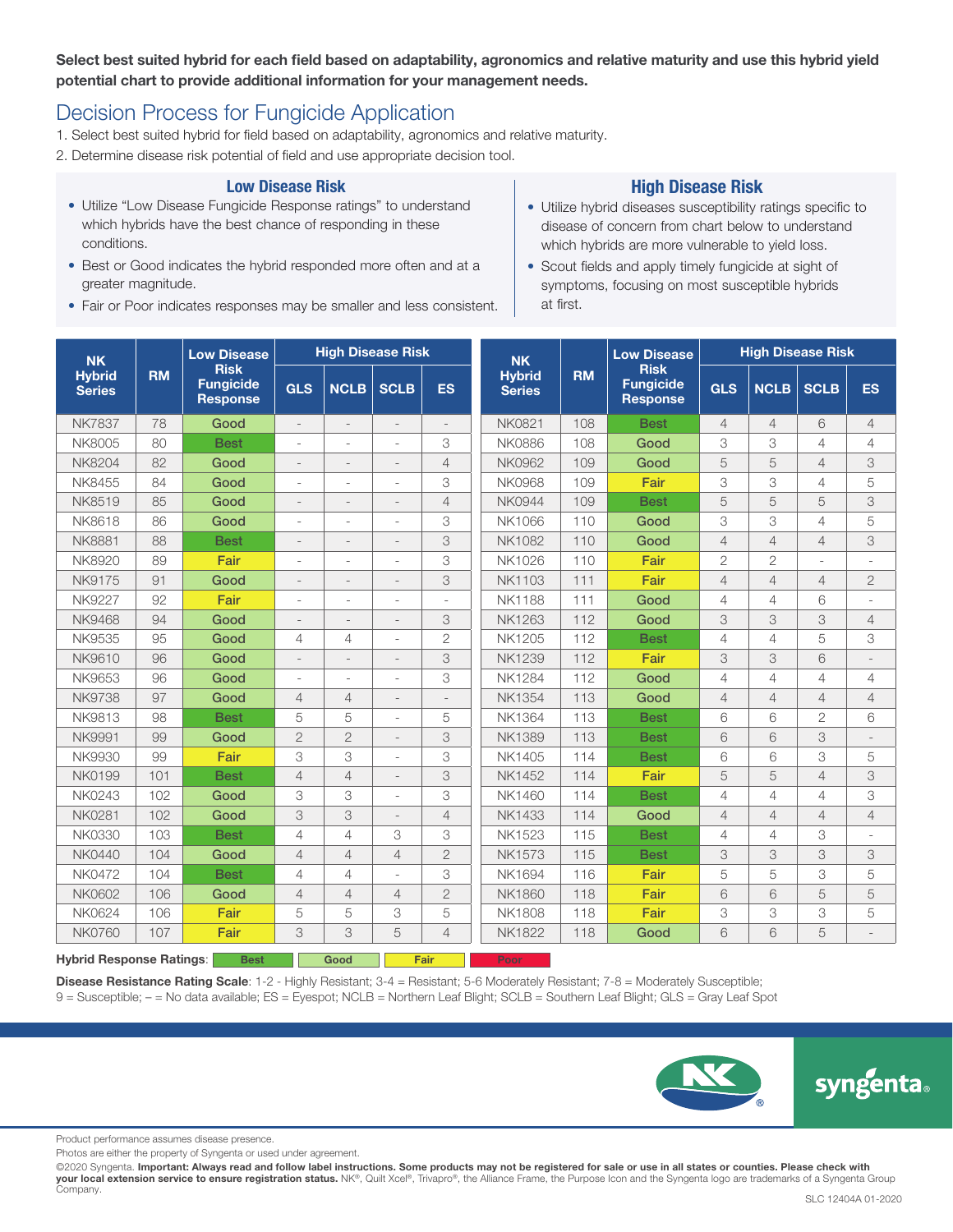**Select best suited hybrid for each field based on adaptability, agronomics and relative maturity and use this hybrid yield potential chart to provide additional information for your management needs.**

## Decision Process for Fungicide Application

1. Select best suited hybrid for field based on adaptability, agronomics and relative maturity.
2. Determine disease risk potential of field and use appropriate decision tool.

### Low Disease Risk

- Utilize "Low Disease Fungicide Response ratings" to understand which hybrids have the best chance of responding in these conditions.
- Best or Good indicates the hybrid responded more often and at a greater magnitude.
- Fair or Poor indicates responses may be smaller and less consistent.

### High Disease Risk

- Utilize hybrid diseases susceptibility ratings specific to disease of concern from chart below to understand which hybrids are more vulnerable to yield loss.
- Scout fields and apply timely fungicide at sight of symptoms, focusing on most susceptible hybrids at first.

| NK Hybrid Series | RM | Low Disease Risk Fungicide Response | High Disease Risk | | | |
|---|---|---|---|---|---|---|
| | | | GLS | NCLB | SCLB | ES |
| NK7837 | 78 | Good | - | - | - | - |
| NK8005 | 80 | Best | - | - | - | 3 |
| NK8204 | 82 | Good | - | - | - | 4 |
| NK8455 | 84 | Good | - | - | - | 3 |
| NK8519 | 85 | Good | - | - | - | 4 |
| NK8618 | 86 | Good | - | - | - | 3 |
| NK8881 | 88 | Best | - | - | - | 3 |
| NK8920 | 89 | Fair | - | - | - | 3 |
| NK9175 | 91 | Good | - | - | - | 3 |
| NK9227 | 92 | Fair | - | - | - | - |
| NK9468 | 94 | Good | - | - | - | 3 |
| NK9535 | 95 | Good | 4 | 4 | - | 2 |
| NK9610 | 96 | Good | - | - | - | 3 |
| NK9653 | 96 | Good | - | - | - | 3 |
| NK9738 | 97 | Good | 4 | 4 | - | - |
| NK9813 | 98 | Best | 5 | 5 | - | 5 |
| NK9991 | 99 | Good | 2 | 2 | - | 3 |
| NK9930 | 99 | Fair | 3 | 3 | - | 3 |
| NK0199 | 101 | Best | 4 | 4 | - | 3 |
| NK0243 | 102 | Good | 3 | 3 | - | 3 |
| NK0281 | 102 | Good | 3 | 3 | - | 4 |
| NK0330 | 103 | Best | 4 | 4 | 3 | 3 |
| NK0440 | 104 | Good | 4 | 4 | 4 | 2 |
| NK0472 | 104 | Best | 4 | 4 | - | 3 |
| NK0602 | 106 | Good | 4 | 4 | 4 | 2 |
| NK0624 | 106 | Fair | 5 | 5 | 3 | 5 |
| NK0760 | 107 | Fair | 3 | 3 | 5 | 4 |
| NK0821 | 108 | Best | 4 | 4 | 6 | 4 |
| NK0886 | 108 | Good | 3 | 3 | 4 | 4 |
| NK0962 | 109 | Good | 5 | 5 | 4 | 3 |
| NK0968 | 109 | Fair | 3 | 3 | 4 | 5 |
| NK0944 | 109 | Best | 5 | 5 | 5 | 3 |
| NK1066 | 110 | Good | 3 | 3 | 4 | 5 |
| NK1082 | 110 | Good | 4 | 4 | 4 | 3 |
| NK1026 | 110 | Fair | 2 | 2 | - | - |
| NK1103 | 111 | Fair | 4 | 4 | 4 | 2 |
| NK1188 | 111 | Good | 4 | 4 | 6 | - |
| NK1263 | 112 | Good | 3 | 3 | 3 | 4 |
| NK1205 | 112 | Best | 4 | 4 | 5 | 3 |
| NK1239 | 112 | Fair | 3 | 3 | 6 | - |
| NK1284 | 112 | Good | 4 | 4 | 4 | 4 |
| NK1354 | 113 | Good | 4 | 4 | 4 | 4 |
| NK1364 | 113 | Best | 6 | 6 | 2 | 6 |
| NK1389 | 113 | Best | 6 | 6 | 3 | - |
| NK1405 | 114 | Best | 6 | 6 | 3 | 5 |
| NK1452 | 114 | Fair | 5 | 5 | 4 | 3 |
| NK1460 | 114 | Best | 4 | 4 | 4 | 3 |
| NK1433 | 114 | Good | 4 | 4 | 4 | 4 |
| NK1523 | 115 | Best | 4 | 4 | 3 | - |
| NK1573 | 115 | Best | 3 | 3 | 3 | 3 |
| NK1694 | 116 | Fair | 5 | 5 | 3 | 5 |
| NK1860 | 118 | Fair | 6 | 6 | 5 | 5 |
| NK1808 | 118 | Fair | 3 | 3 | 3 | 5 |
| NK1822 | 118 | Good | 6 | 6 | 5 | - |

**Hybrid Response Ratings**: Best | Good | Fair | Poor

**Disease Resistance Rating Scale**: 1-2 - Highly Resistant; 3-4 = Resistant; 5-6 Moderately Resistant; 7-8 = Moderately Susceptible; 9 = Susceptible; – = No data available; ES = Eyespot; NCLB = Northern Leaf Blight; SCLB = Southern Leaf Blight; GLS = Gray Leaf Spot

syngenta

Product performance assumes disease presence.

Photos are either the property of Syngenta or used under agreement.

©2020 Syngenta. **Important: Always read and follow label instructions. Some products may not be registered for sale or use in all states or counties. Please check with your local extension service to ensure registration status.** NK®, Quilt Xcel®, Trivapro®, the Alliance Frame, the Purpose Icon and the Syngenta logo are trademarks of a Syngenta Group Company.

SLC 12404A 01-2020